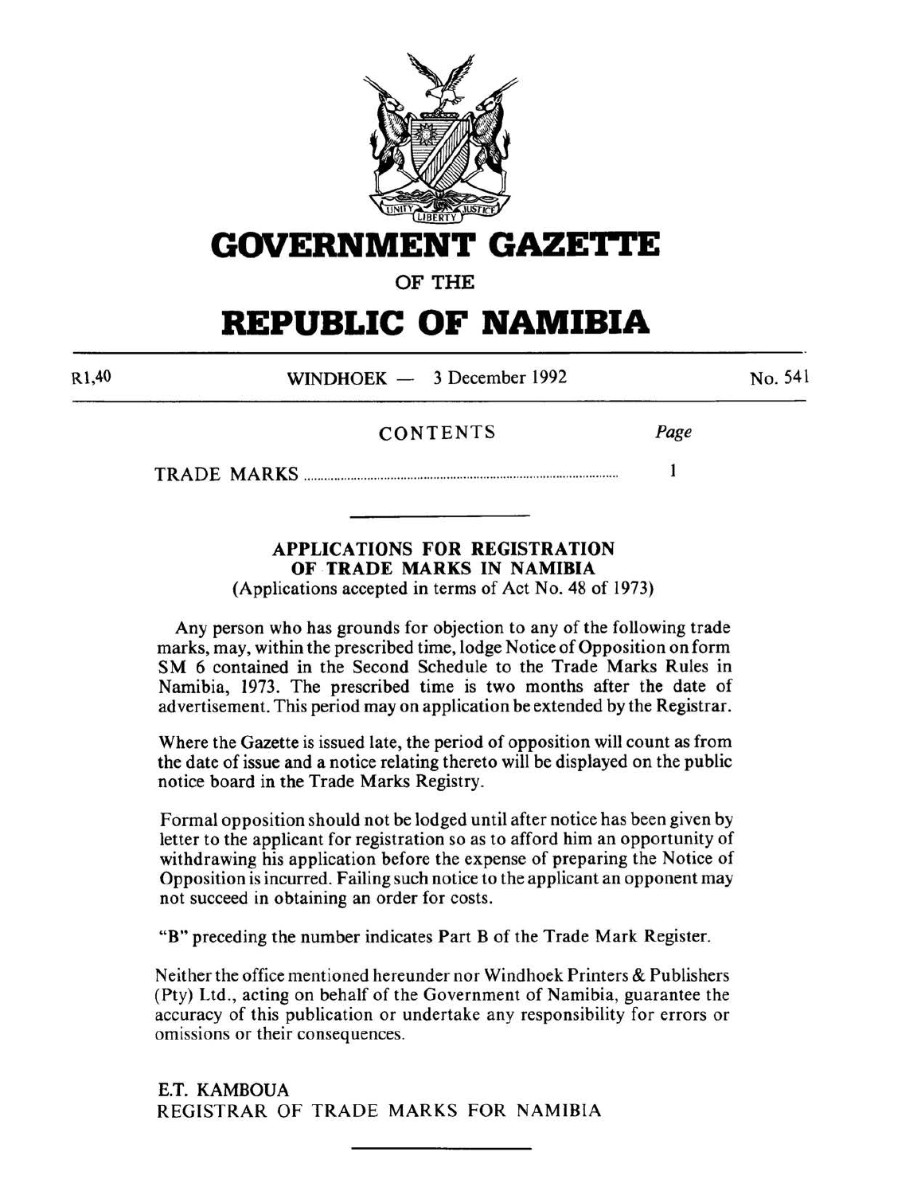# GOVERNMENT GAZETTE

OF THE

# REPUBLIC OF NAMIBIA

R1,40 | WINDHOEK — 3 December 1992 | No. 541

CONTENTS | *Page*

TRADE MARKS ............................................................................................ 1

---

## APPLICATIONS FOR REGISTRATION OF TRADE MARKS IN NAMIBIA

(Applications accepted in terms of Act No. 48 of 1973)

Any person who has grounds for objection to any of the following trade marks, may, within the prescribed time, lodge Notice of Opposition on form SM 6 contained in the Second Schedule to the Trade Marks Rules in Namibia, 1973. The prescribed time is two months after the date of advertisement. This period may on application be extended by the Registrar.

Where the Gazette is issued late, the period of opposition will count as from the date of issue and a notice relating thereto will be displayed on the public notice board in the Trade Marks Registry.

Formal opposition should not be lodged until after notice has been given by letter to the applicant for registration so as to afford him an opportunity of withdrawing his application before the expense of preparing the Notice of Opposition is incurred. Failing such notice to the applicant an opponent may not succeed in obtaining an order for costs.

"B" preceding the number indicates Part B of the Trade Mark Register.

Neither the office mentioned hereunder nor Windhoek Printers & Publishers (Pty) Ltd., acting on behalf of the Government of Namibia, guarantee the accuracy of this publication or undertake any responsibility for errors or omissions or their consequences.

E.T. KAMBOUA
REGISTRAR OF TRADE MARKS FOR NAMIBIA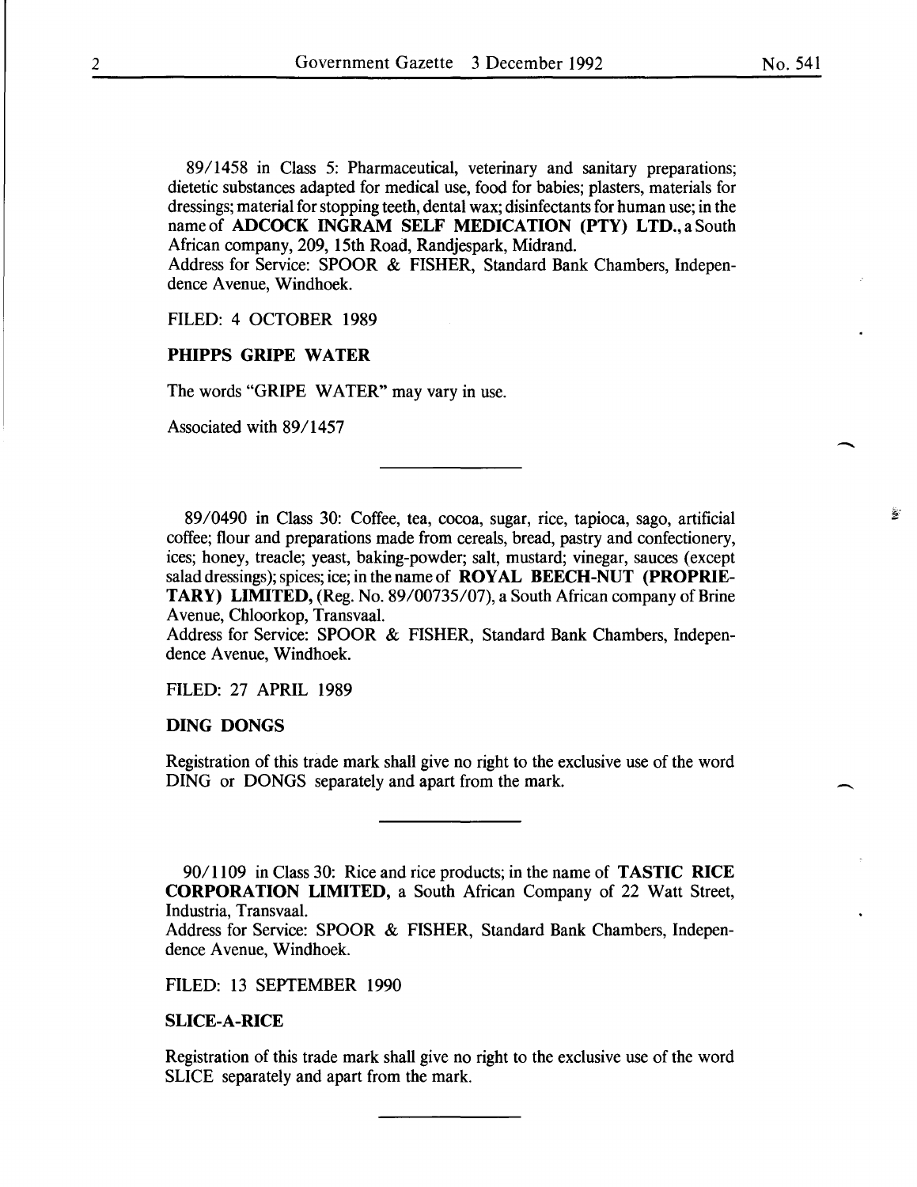89/1458 in Class 5: Pharmaceutical, veterinary and sanitary preparations; dietetic substances adapted for medical use, food for babies; plasters, materials for dressings; material for stopping teeth, dental wax; disinfectants for human use; in the name of **ADCOCK INGRAM SELF MEDICATION (PTY) LTD.**, a South African company, 209, 15th Road, Randjespark, Midrand.
Address for Service: SPOOR & FISHER, Standard Bank Chambers, Independence Avenue, Windhoek.

FILED: 4 OCTOBER 1989

**PHIPPS GRIPE WATER**

The words "GRIPE WATER" may vary in use.

Associated with 89/1457

---

89/0490 in Class 30: Coffee, tea, cocoa, sugar, rice, tapioca, sago, artificial coffee; flour and preparations made from cereals, bread, pastry and confectionery, ices; honey, treacle; yeast, baking-powder; salt, mustard; vinegar, sauces (except salad dressings); spices; ice; in the name of **ROYAL BEECH-NUT (PROPRIETARY) LIMITED,** (Reg. No. 89/00735/07), a South African company of Brine Avenue, Chloorkop, Transvaal.
Address for Service: SPOOR & FISHER, Standard Bank Chambers, Independence Avenue, Windhoek.

FILED: 27 APRIL 1989

**DING DONGS**

Registration of this trade mark shall give no right to the exclusive use of the word DING or DONGS separately and apart from the mark.

---

90/1109 in Class 30: Rice and rice products; in the name of **TASTIC RICE CORPORATION LIMITED,** a South African Company of 22 Watt Street, Industria, Transvaal.
Address for Service: SPOOR & FISHER, Standard Bank Chambers, Independence Avenue, Windhoek.

FILED: 13 SEPTEMBER 1990

**SLICE-A-RICE**

Registration of this trade mark shall give no right to the exclusive use of the word SLICE separately and apart from the mark.

---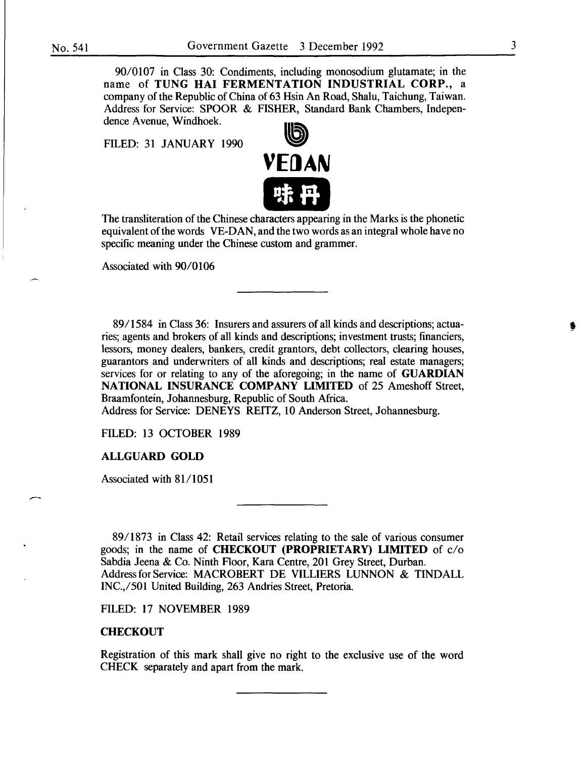90/0107 in Class 30: Condiments, including monosodium glutamate; in the name of **TUNG HAI FERMENTATION INDUSTRIAL CORP.**, a company of the Republic of China of 63 Hsin An Road, Shalu, Taichung, Taiwan. Address for Service: SPOOR & FISHER, Standard Bank Chambers, Independence Avenue, Windhoek.

FILED: 31 JANUARY 1990

**VEDAN**

味丹

The transliteration of the Chinese characters appearing in the Marks is the phonetic equivalent of the words VE-DAN, and the two words as an integral whole have no specific meaning under the Chinese custom and grammer.

Associated with 90/0106

---

89/1584 in Class 36: Insurers and assurers of all kinds and descriptions; actuaries; agents and brokers of all kinds and descriptions; investment trusts; financiers, lessors, money dealers, bankers, credit grantors, debt collectors, clearing houses, guarantors and underwriters of all kinds and descriptions; real estate managers; services for or relating to any of the aforegoing; in the name of **GUARDIAN NATIONAL INSURANCE COMPANY LIMITED** of 25 Ameshoff Street, Braamfontein, Johannesburg, Republic of South Africa.
Address for Service: DENEYS REITZ, 10 Anderson Street, Johannesburg.

FILED: 13 OCTOBER 1989

**ALLGUARD GOLD**

Associated with 81/1051

---

89/1873 in Class 42: Retail services relating to the sale of various consumer goods; in the name of **CHECKOUT (PROPRIETARY) LIMITED** of c/o Sabdia Jeena & Co. Ninth Floor, Kara Centre, 201 Grey Street, Durban.
Address for Service: MACROBERT DE VILLIERS LUNNON & TINDALL INC.,/501 United Building, 263 Andries Street, Pretoria.

FILED: 17 NOVEMBER 1989

**CHECKOUT**

Registration of this mark shall give no right to the exclusive use of the word CHECK separately and apart from the mark.

---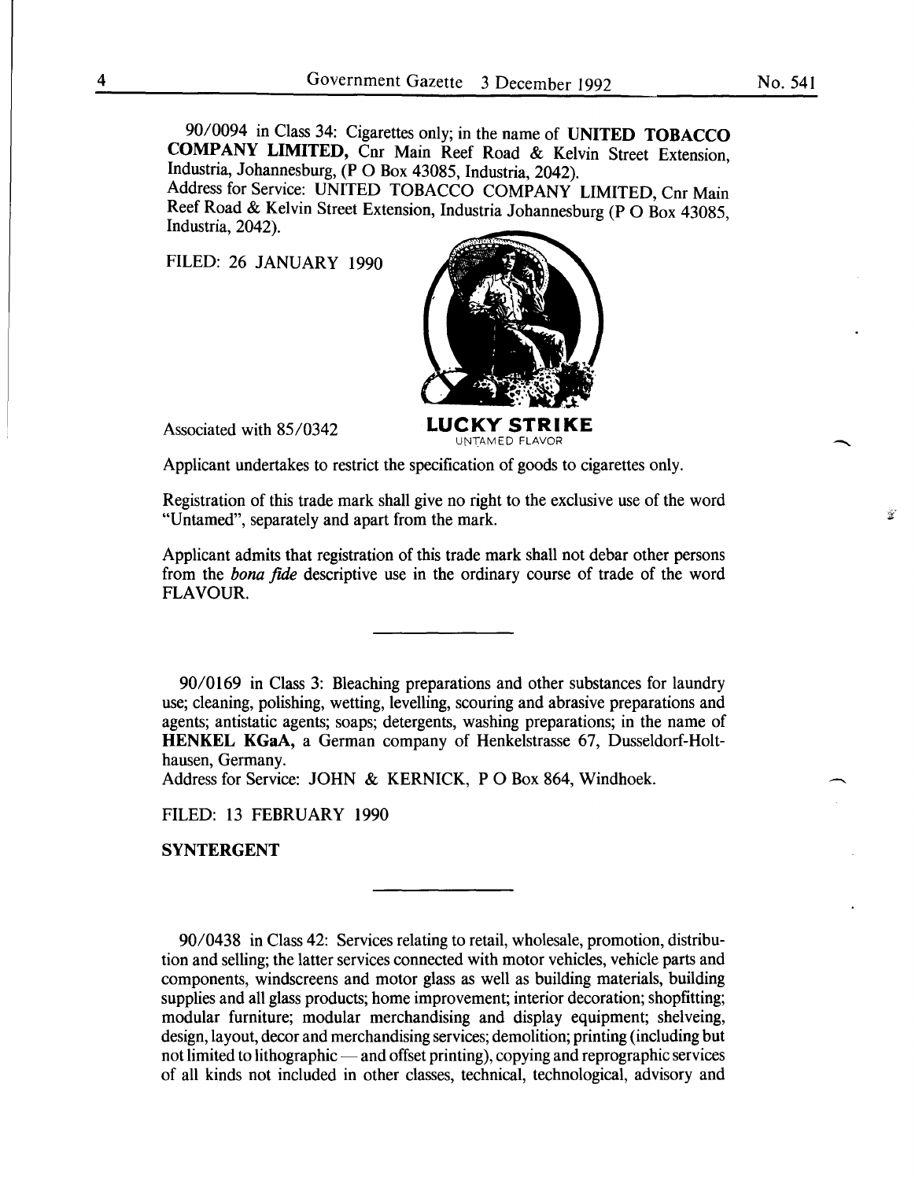90/0094 in Class 34: Cigarettes only; in the name of **UNITED TOBACCO COMPANY LIMITED,** Cnr Main Reef Road & Kelvin Street Extension, Industria, Johannesburg, (P O Box 43085, Industria, 2042).
Address for Service: UNITED TOBACCO COMPANY LIMITED, Cnr Main Reef Road & Kelvin Street Extension, Industria Johannesburg (P O Box 43085, Industria, 2042).

FILED: 26 JANUARY 1990

Associated with 85/0342

**LUCKY STRIKE**
UNTAMED FLAVOR

Applicant undertakes to restrict the specification of goods to cigarettes only.

Registration of this trade mark shall give no right to the exclusive use of the word "Untamed", separately and apart from the mark.

Applicant admits that registration of this trade mark shall not debar other persons from the *bona fide* descriptive use in the ordinary course of trade of the word FLAVOUR.

---

90/0169 in Class 3: Bleaching preparations and other substances for laundry use; cleaning, polishing, wetting, levelling, scouring and abrasive preparations and agents; antistatic agents; soaps; detergents, washing preparations; in the name of **HENKEL KGaA,** a German company of Henkelstrasse 67, Dusseldorf-Holthausen, Germany.
Address for Service: JOHN & KERNICK, P O Box 864, Windhoek.

FILED: 13 FEBRUARY 1990

**SYNTERGENT**

---

90/0438 in Class 42: Services relating to retail, wholesale, promotion, distribution and selling; the latter services connected with motor vehicles, vehicle parts and components, windscreens and motor glass as well as building materials, building supplies and all glass products; home improvement; interior decoration; shopfitting; modular furniture; modular merchandising and display equipment; shelveing, design, layout, decor and merchandising services; demolition; printing (including but not limited to lithographic — and offset printing), copying and reprographic services of all kinds not included in other classes, technical, technological, advisory and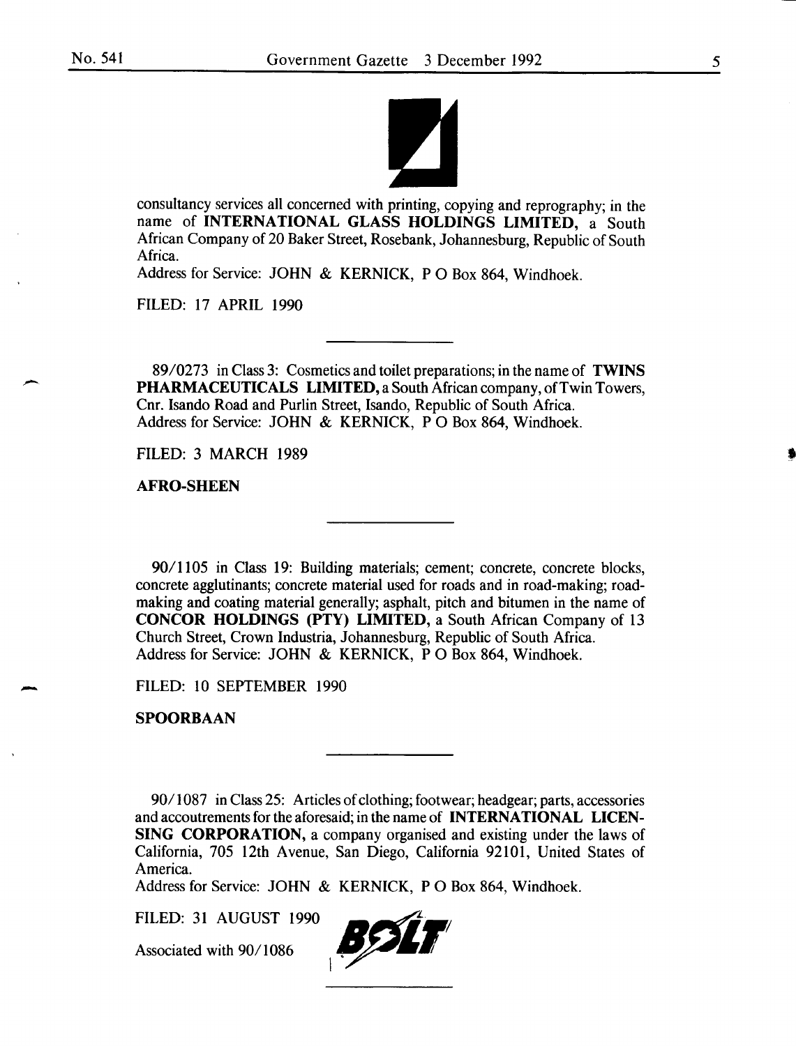consultancy services all concerned with printing, copying and reprography; in the name of **INTERNATIONAL GLASS HOLDINGS LIMITED**, a South African Company of 20 Baker Street, Rosebank, Johannesburg, Republic of South Africa.
Address for Service: JOHN & KERNICK, P O Box 864, Windhoek.

FILED: 17 APRIL 1990

---

89/0273 in Class 3: Cosmetics and toilet preparations; in the name of **TWINS PHARMACEUTICALS LIMITED**, a South African company, of Twin Towers, Cnr. Isando Road and Purlin Street, Isando, Republic of South Africa.
Address for Service: JOHN & KERNICK, P O Box 864, Windhoek.

FILED: 3 MARCH 1989

**AFRO-SHEEN**

---

90/1105 in Class 19: Building materials; cement; concrete, concrete blocks, concrete agglutinants; concrete material used for roads and in road-making; road-making and coating material generally; asphalt, pitch and bitumen in the name of **CONCOR HOLDINGS (PTY) LIMITED**, a South African Company of 13 Church Street, Crown Industria, Johannesburg, Republic of South Africa.
Address for Service: JOHN & KERNICK, P O Box 864, Windhoek.

FILED: 10 SEPTEMBER 1990

**SPOORBAAN**

---

90/1087 in Class 25: Articles of clothing; footwear; headgear; parts, accessories and accoutrements for the aforesaid; in the name of **INTERNATIONAL LICENSING CORPORATION**, a company organised and existing under the laws of California, 705 12th Avenue, San Diego, California 92101, United States of America.
Address for Service: JOHN & KERNICK, P O Box 864, Windhoek.

FILED: 31 AUGUST 1990

Associated with 90/1086

BOLT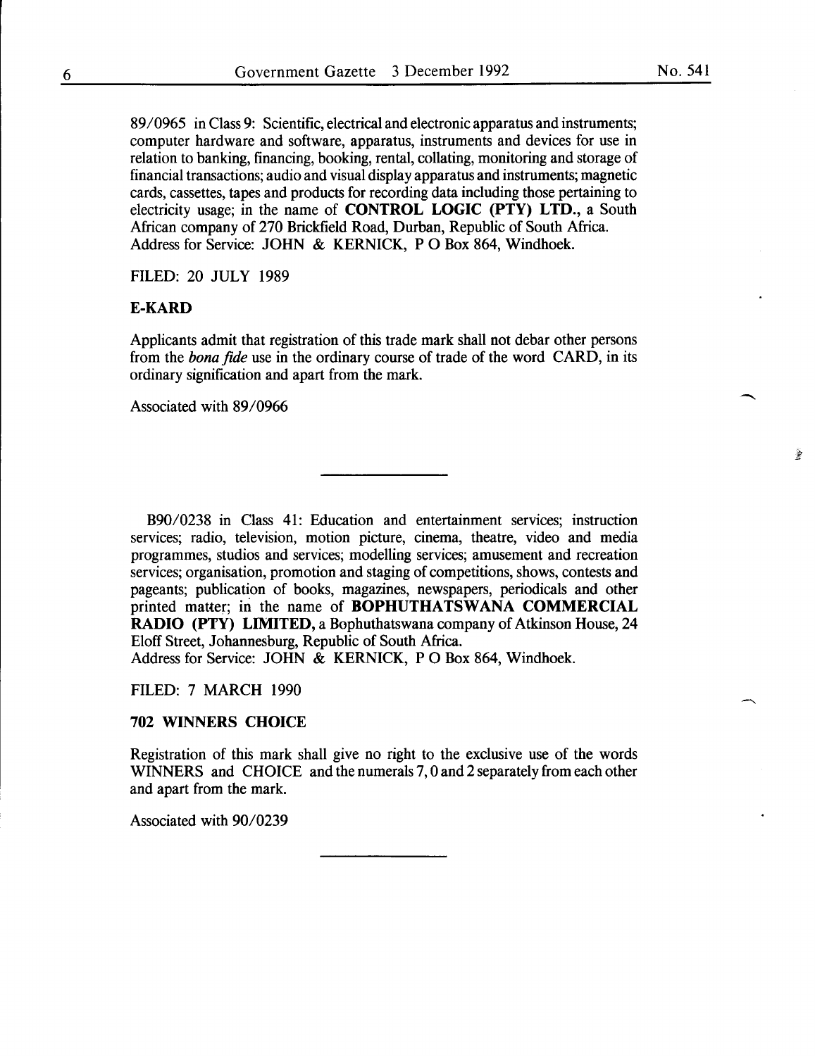89/0965 in Class 9: Scientific, electrical and electronic apparatus and instruments; computer hardware and software, apparatus, instruments and devices for use in relation to banking, financing, booking, rental, collating, monitoring and storage of financial transactions; audio and visual display apparatus and instruments; magnetic cards, cassettes, tapes and products for recording data including those pertaining to electricity usage; in the name of **CONTROL LOGIC (PTY) LTD.,** a South African company of 270 Brickfield Road, Durban, Republic of South Africa.
Address for Service: JOHN & KERNICK, P O Box 864, Windhoek.

FILED: 20 JULY 1989

**E-KARD**

Applicants admit that registration of this trade mark shall not debar other persons from the *bona fide* use in the ordinary course of trade of the word CARD, in its ordinary signification and apart from the mark.

Associated with 89/0966

---

B90/0238 in Class 41: Education and entertainment services; instruction services; radio, television, motion picture, cinema, theatre, video and media programmes, studios and services; modelling services; amusement and recreation services; organisation, promotion and staging of competitions, shows, contests and pageants; publication of books, magazines, newspapers, periodicals and other printed matter; in the name of **BOPHUTHATSWANA COMMERCIAL RADIO (PTY) LIMITED,** a Bophuthatswana company of Atkinson House, 24 Eloff Street, Johannesburg, Republic of South Africa.
Address for Service: JOHN & KERNICK, P O Box 864, Windhoek.

FILED: 7 MARCH 1990

**702 WINNERS CHOICE**

Registration of this mark shall give no right to the exclusive use of the words WINNERS and CHOICE and the numerals 7, 0 and 2 separately from each other and apart from the mark.

Associated with 90/0239

---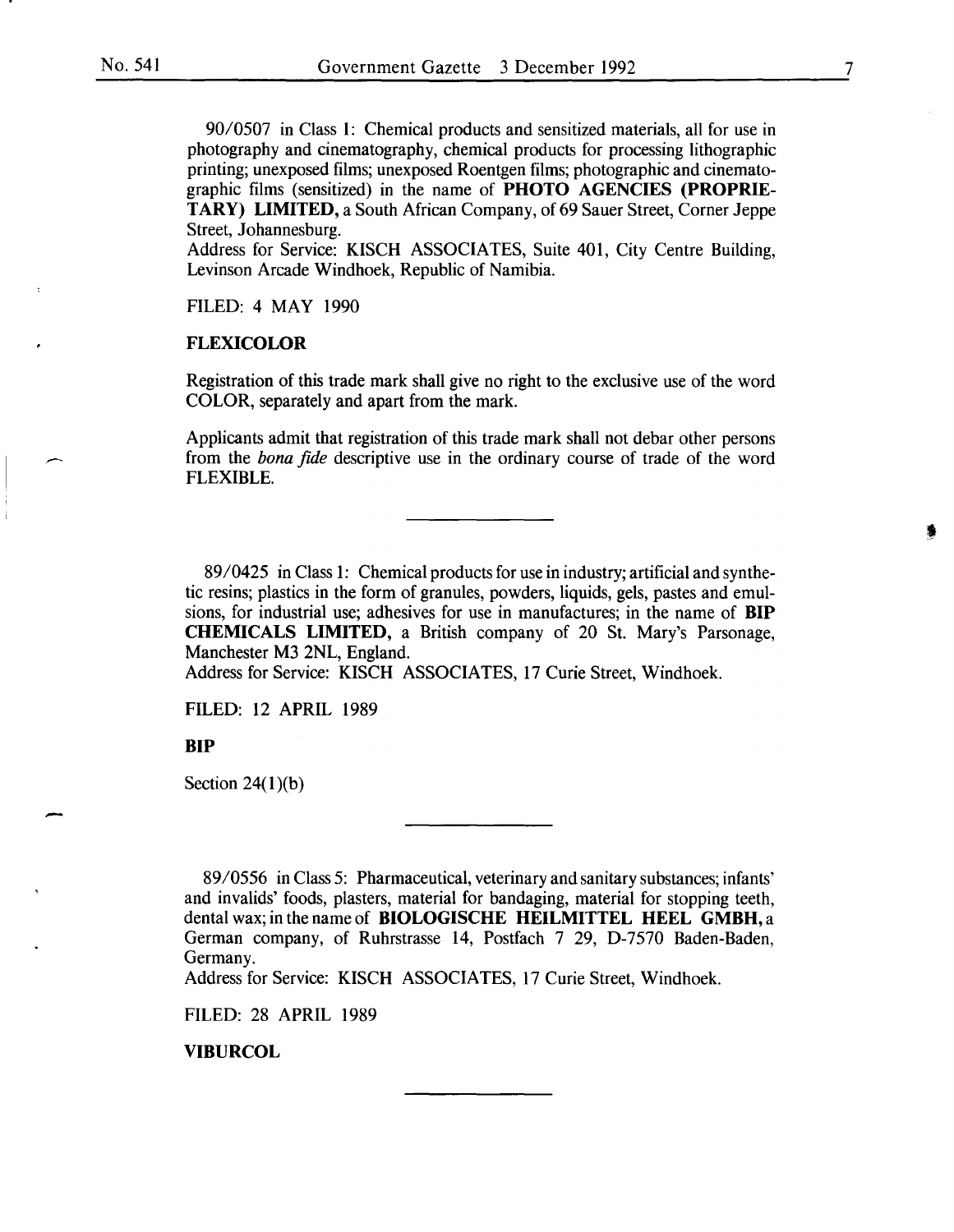90/0507 in Class 1: Chemical products and sensitized materials, all for use in photography and cinematography, chemical products for processing lithographic printing; unexposed films; unexposed Roentgen films; photographic and cinematographic films (sensitized) in the name of **PHOTO AGENCIES (PROPRIETARY) LIMITED,** a South African Company, of 69 Sauer Street, Corner Jeppe Street, Johannesburg.
Address for Service: KISCH ASSOCIATES, Suite 401, City Centre Building, Levinson Arcade Windhoek, Republic of Namibia.

FILED: 4 MAY 1990

**FLEXICOLOR**

Registration of this trade mark shall give no right to the exclusive use of the word COLOR, separately and apart from the mark.

Applicants admit that registration of this trade mark shall not debar other persons from the *bona fide* descriptive use in the ordinary course of trade of the word FLEXIBLE.

---

89/0425 in Class 1: Chemical products for use in industry; artificial and synthetic resins; plastics in the form of granules, powders, liquids, gels, pastes and emulsions, for industrial use; adhesives for use in manufactures; in the name of **BIP CHEMICALS LIMITED,** a British company of 20 St. Mary's Parsonage, Manchester M3 2NL, England.
Address for Service: KISCH ASSOCIATES, 17 Curie Street, Windhoek.

FILED: 12 APRIL 1989

**BIP**

Section 24(1)(b)

---

89/0556 in Class 5: Pharmaceutical, veterinary and sanitary substances; infants' and invalids' foods, plasters, material for bandaging, material for stopping teeth, dental wax; in the name of **BIOLOGISCHE HEILMITTEL HEEL GMBH,** a German company, of Ruhrstrasse 14, Postfach 7 29, D-7570 Baden-Baden, Germany.
Address for Service: KISCH ASSOCIATES, 17 Curie Street, Windhoek.

FILED: 28 APRIL 1989

**VIBURCOL**

---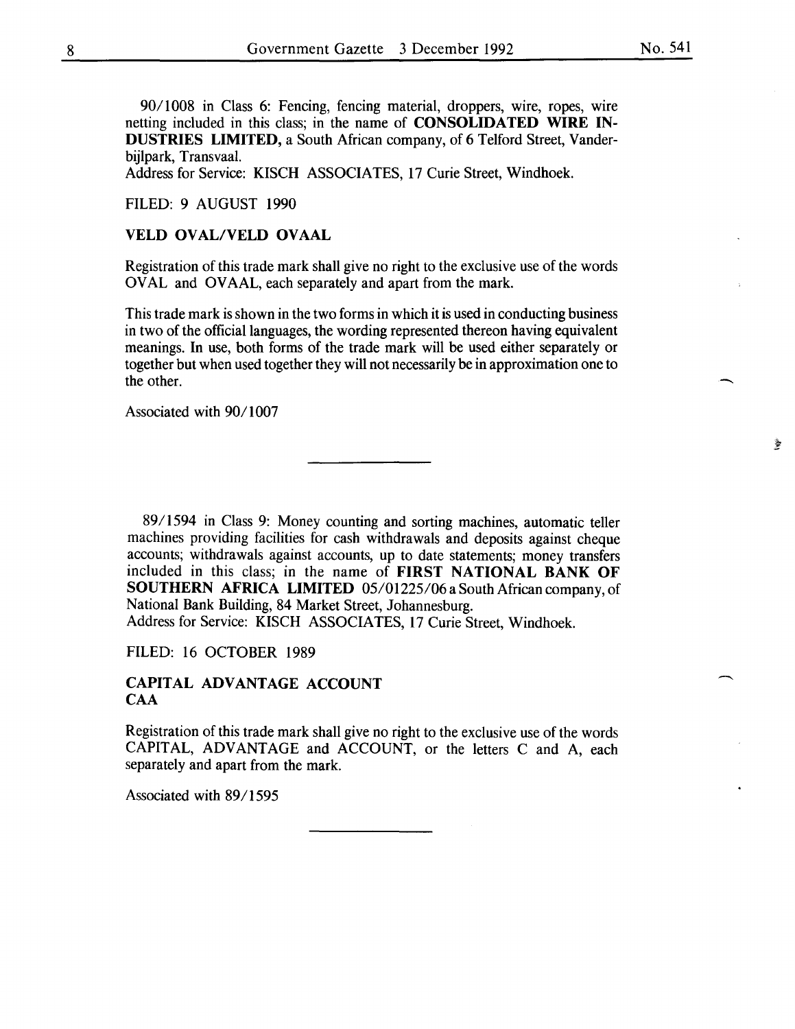90/1008 in Class 6: Fencing, fencing material, droppers, wire, ropes, wire netting included in this class; in the name of **CONSOLIDATED WIRE INDUSTRIES LIMITED,** a South African company, of 6 Telford Street, Vanderbijlpark, Transvaal.
Address for Service: KISCH ASSOCIATES, 17 Curie Street, Windhoek.

FILED: 9 AUGUST 1990

**VELD OVAL/VELD OVAAL**

Registration of this trade mark shall give no right to the exclusive use of the words OVAL and OVAAL, each separately and apart from the mark.

This trade mark is shown in the two forms in which it is used in conducting business in two of the official languages, the wording represented thereon having equivalent meanings. In use, both forms of the trade mark will be used either separately or together but when used together they will not necessarily be in approximation one to the other.

Associated with 90/1007

---

89/1594 in Class 9: Money counting and sorting machines, automatic teller machines providing facilities for cash withdrawals and deposits against cheque accounts; withdrawals against accounts, up to date statements; money transfers included in this class; in the name of **FIRST NATIONAL BANK OF SOUTHERN AFRICA LIMITED** 05/01225/06 a South African company, of National Bank Building, 84 Market Street, Johannesburg.
Address for Service: KISCH ASSOCIATES, 17 Curie Street, Windhoek.

FILED: 16 OCTOBER 1989

**CAPITAL ADVANTAGE ACCOUNT**
**CAA**

Registration of this trade mark shall give no right to the exclusive use of the words CAPITAL, ADVANTAGE and ACCOUNT, or the letters C and A, each separately and apart from the mark.

Associated with 89/1595

---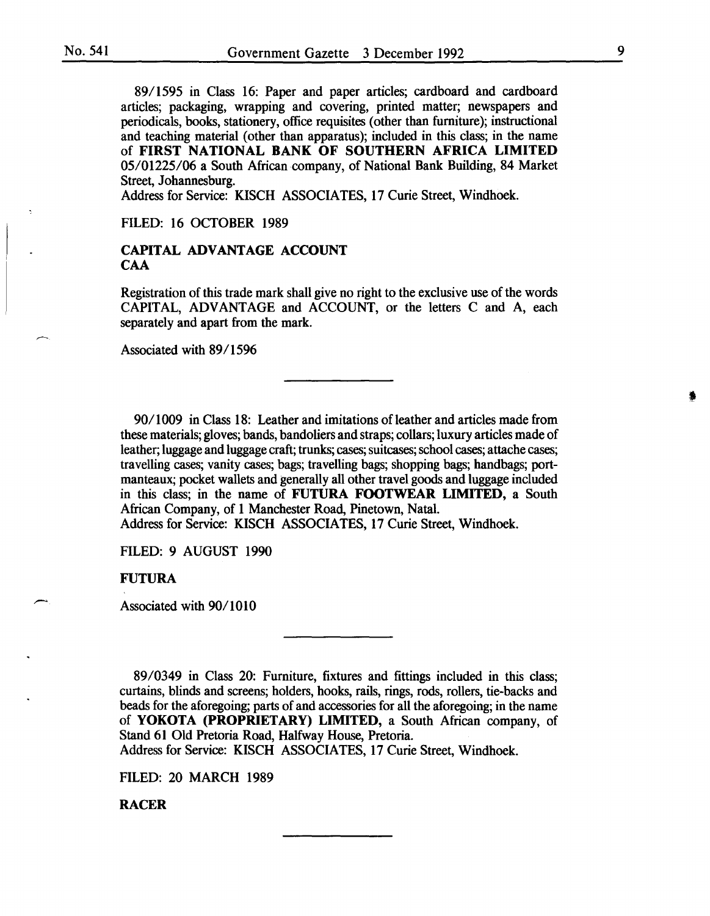89/1595 in Class 16: Paper and paper articles; cardboard and cardboard articles; packaging, wrapping and covering, printed matter; newspapers and periodicals, books, stationery, office requisites (other than furniture); instructional and teaching material (other than apparatus); included in this class; in the name of **FIRST NATIONAL BANK OF SOUTHERN AFRICA LIMITED** 05/01225/06 a South African company, of National Bank Building, 84 Market Street, Johannesburg.
Address for Service: KISCH ASSOCIATES, 17 Curie Street, Windhoek.

FILED: 16 OCTOBER 1989

**CAPITAL ADVANTAGE ACCOUNT**
**CAA**

Registration of this trade mark shall give no right to the exclusive use of the words CAPITAL, ADVANTAGE and ACCOUNT, or the letters C and A, each separately and apart from the mark.

Associated with 89/1596

---

90/1009 in Class 18: Leather and imitations of leather and articles made from these materials; gloves; bands, bandoliers and straps; collars; luxury articles made of leather; luggage and luggage craft; trunks; cases; suitcases; school cases; attache cases; travelling cases; vanity cases; bags; travelling bags; shopping bags; handbags; portmanteaux; pocket wallets and generally all other travel goods and luggage included in this class; in the name of **FUTURA FOOTWEAR LIMITED,** a South African Company, of 1 Manchester Road, Pinetown, Natal.
Address for Service: KISCH ASSOCIATES, 17 Curie Street, Windhoek.

FILED: 9 AUGUST 1990

**FUTURA**

Associated with 90/1010

---

89/0349 in Class 20: Furniture, fixtures and fittings included in this class; curtains, blinds and screens; holders, hooks, rails, rings, rods, rollers, tie-backs and beads for the aforegoing; parts of and accessories for all the aforegoing; in the name of **YOKOTA (PROPRIETARY) LIMITED,** a South African company, of Stand 61 Old Pretoria Road, Halfway House, Pretoria.
Address for Service: KISCH ASSOCIATES, 17 Curie Street, Windhoek.

FILED: 20 MARCH 1989

**RACER**

---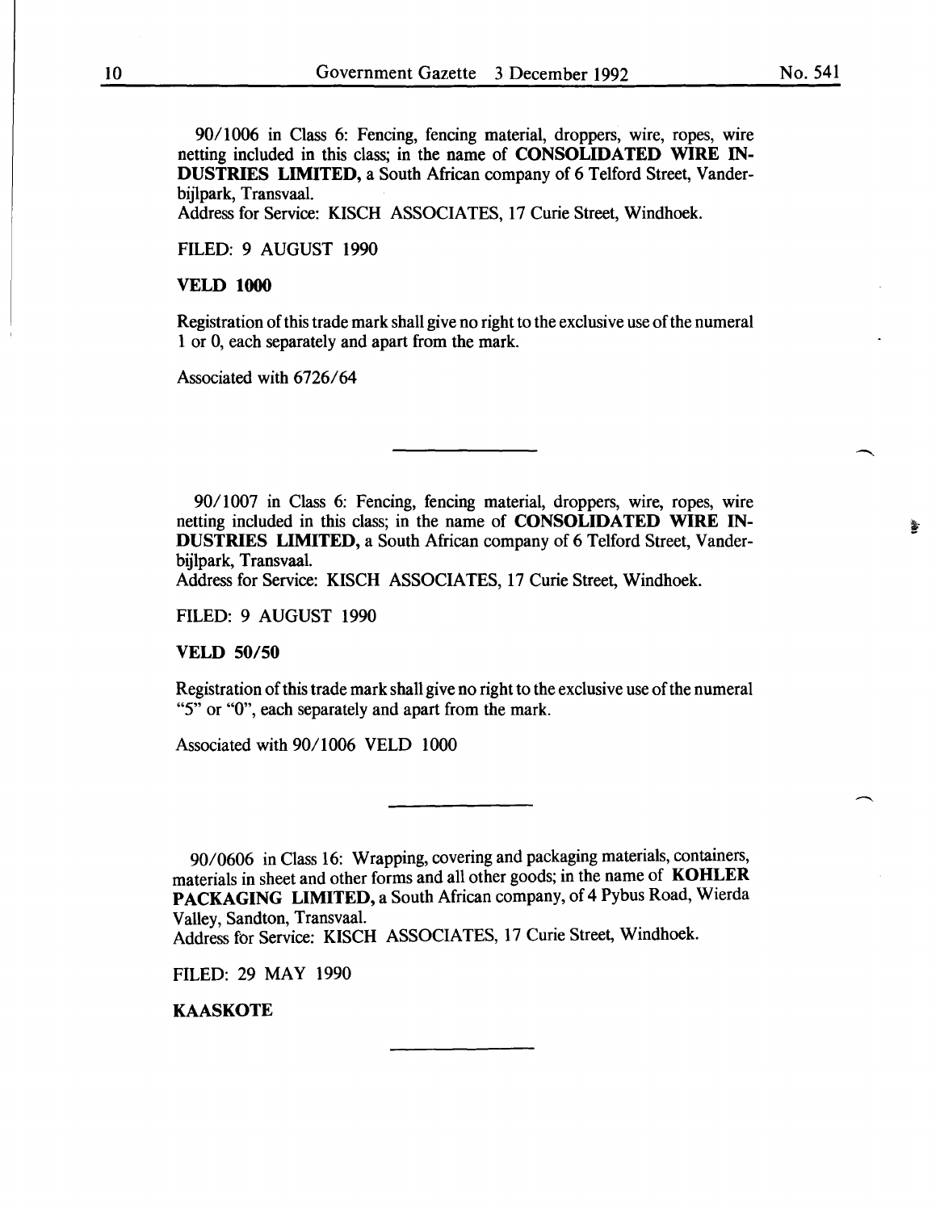90/1006 in Class 6: Fencing, fencing material, droppers, wire, ropes, wire netting included in this class; in the name of **CONSOLIDATED WIRE INDUSTRIES LIMITED,** a South African company of 6 Telford Street, Vanderbijlpark, Transvaal.
Address for Service: KISCH ASSOCIATES, 17 Curie Street, Windhoek.

FILED: 9 AUGUST 1990

**VELD 1000**

Registration of this trade mark shall give no right to the exclusive use of the numeral 1 or 0, each separately and apart from the mark.

Associated with 6726/64

---

90/1007 in Class 6: Fencing, fencing material, droppers, wire, ropes, wire netting included in this class; in the name of **CONSOLIDATED WIRE INDUSTRIES LIMITED,** a South African company of 6 Telford Street, Vanderbijlpark, Transvaal.
Address for Service: KISCH ASSOCIATES, 17 Curie Street, Windhoek.

FILED: 9 AUGUST 1990

**VELD 50/50**

Registration of this trade mark shall give no right to the exclusive use of the numeral "5" or "0", each separately and apart from the mark.

Associated with 90/1006 VELD 1000

---

90/0606 in Class 16: Wrapping, covering and packaging materials, containers, materials in sheet and other forms and all other goods; in the name of **KOHLER PACKAGING LIMITED,** a South African company, of 4 Pybus Road, Wierda Valley, Sandton, Transvaal.
Address for Service: KISCH ASSOCIATES, 17 Curie Street, Windhoek.

FILED: 29 MAY 1990

**KAASKOTE**

---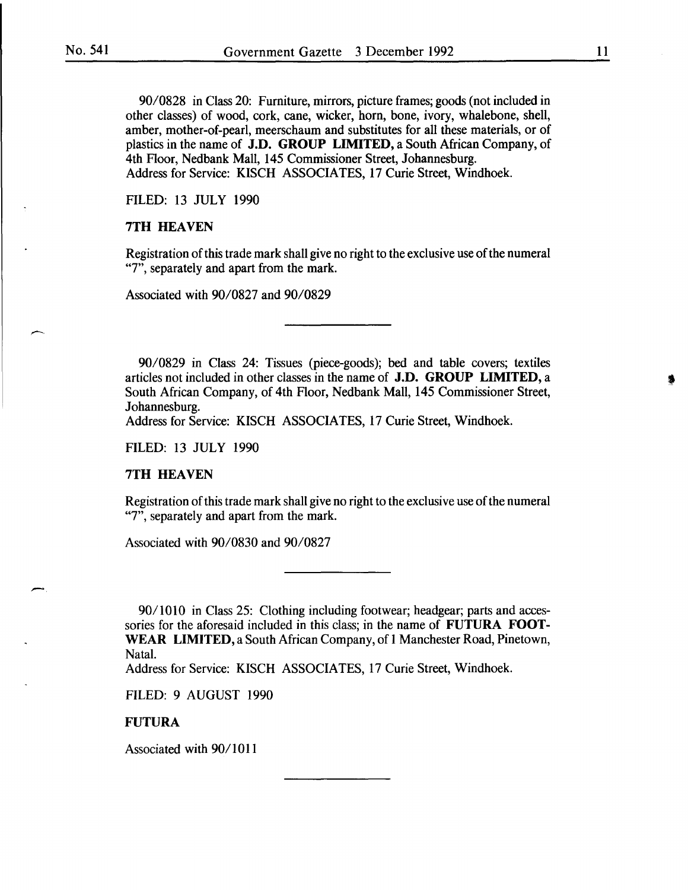90/0828 in Class 20: Furniture, mirrors, picture frames; goods (not included in other classes) of wood, cork, cane, wicker, horn, bone, ivory, whalebone, shell, amber, mother-of-pearl, meerschaum and substitutes for all these materials, or of plastics in the name of **J.D. GROUP LIMITED,** a South African Company, of 4th Floor, Nedbank Mall, 145 Commissioner Street, Johannesburg.
Address for Service: KISCH ASSOCIATES, 17 Curie Street, Windhoek.

FILED: 13 JULY 1990

**7TH HEAVEN**

Registration of this trade mark shall give no right to the exclusive use of the numeral "7", separately and apart from the mark.

Associated with 90/0827 and 90/0829

---

90/0829 in Class 24: Tissues (piece-goods); bed and table covers; textiles articles not included in other classes in the name of **J.D. GROUP LIMITED,** a South African Company, of 4th Floor, Nedbank Mall, 145 Commissioner Street, Johannesburg.
Address for Service: KISCH ASSOCIATES, 17 Curie Street, Windhoek.

FILED: 13 JULY 1990

**7TH HEAVEN**

Registration of this trade mark shall give no right to the exclusive use of the numeral "7", separately and apart from the mark.

Associated with 90/0830 and 90/0827

---

90/1010 in Class 25: Clothing including footwear; headgear; parts and accessories for the aforesaid included in this class; in the name of **FUTURA FOOTWEAR LIMITED,** a South African Company, of 1 Manchester Road, Pinetown, Natal.
Address for Service: KISCH ASSOCIATES, 17 Curie Street, Windhoek.

FILED: 9 AUGUST 1990

**FUTURA**

Associated with 90/1011

---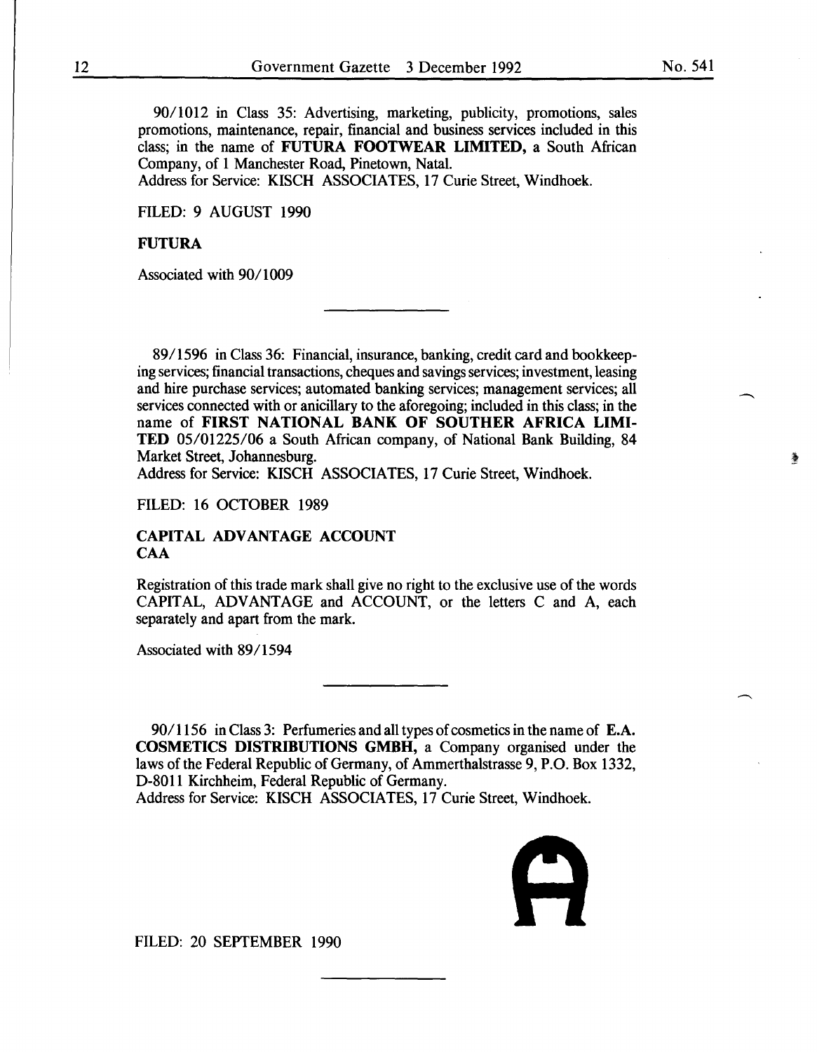90/1012 in Class 35: Advertising, marketing, publicity, promotions, sales promotions, maintenance, repair, financial and business services included in this class; in the name of **FUTURA FOOTWEAR LIMITED,** a South African Company, of 1 Manchester Road, Pinetown, Natal.
Address for Service: KISCH ASSOCIATES, 17 Curie Street, Windhoek.

FILED: 9 AUGUST 1990

**FUTURA**

Associated with 90/1009

---

89/1596 in Class 36: Financial, insurance, banking, credit card and bookkeeping services; financial transactions, cheques and savings services; investment, leasing and hire purchase services; automated banking services; management services; all services connected with or anicillary to the aforegoing; included in this class; in the name of **FIRST NATIONAL BANK OF SOUTHER AFRICA LIMITED** 05/01225/06 a South African company, of National Bank Building, 84 Market Street, Johannesburg.
Address for Service: KISCH ASSOCIATES, 17 Curie Street, Windhoek.

FILED: 16 OCTOBER 1989

**CAPITAL ADVANTAGE ACCOUNT**
**CAA**

Registration of this trade mark shall give no right to the exclusive use of the words CAPITAL, ADVANTAGE and ACCOUNT, or the letters C and A, each separately and apart from the mark.

Associated with 89/1594

---

90/1156 in Class 3: Perfumeries and all types of cosmetics in the name of **E.A. COSMETICS DISTRIBUTIONS GMBH,** a Company organised under the laws of the Federal Republic of Germany, of Ammerthalstrasse 9, P.O. Box 1332, D-8011 Kirchheim, Federal Republic of Germany.
Address for Service: KISCH ASSOCIATES, 17 Curie Street, Windhoek.

FILED: 20 SEPTEMBER 1990

---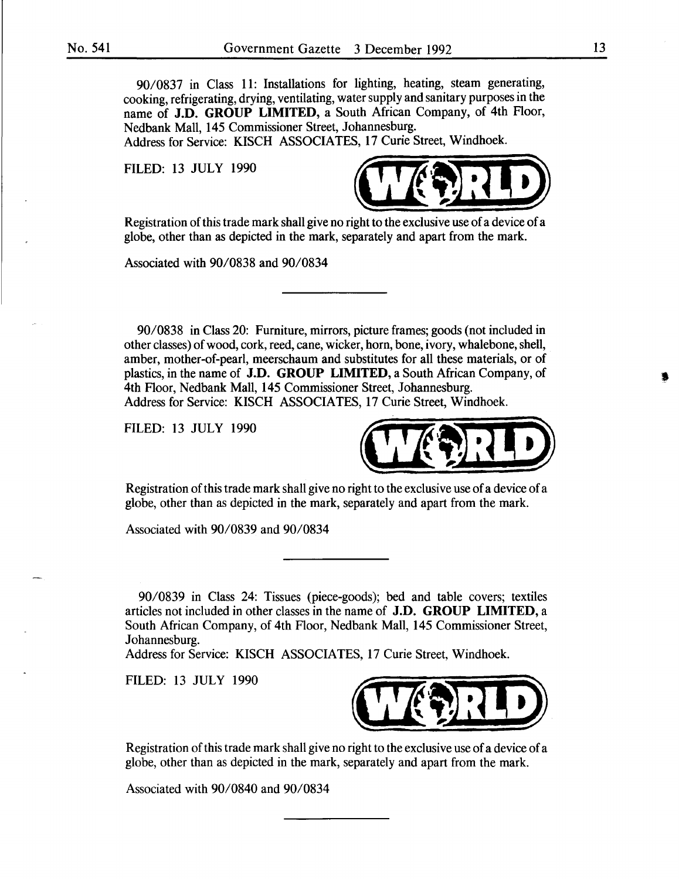90/0837 in Class 11: Installations for lighting, heating, steam generating, cooking, refrigerating, drying, ventilating, water supply and sanitary purposes in the name of **J.D. GROUP LIMITED,** a South African Company, of 4th Floor, Nedbank Mall, 145 Commissioner Street, Johannesburg.
Address for Service: KISCH ASSOCIATES, 17 Curie Street, Windhoek.

FILED: 13 JULY 1990

Registration of this trade mark shall give no right to the exclusive use of a device of a globe, other than as depicted in the mark, separately and apart from the mark.

Associated with 90/0838 and 90/0834

---

90/0838 in Class 20: Furniture, mirrors, picture frames; goods (not included in other classes) of wood, cork, reed, cane, wicker, horn, bone, ivory, whalebone, shell, amber, mother-of-pearl, meerschaum and substitutes for all these materials, or of plastics, in the name of **J.D. GROUP LIMITED,** a South African Company, of 4th Floor, Nedbank Mall, 145 Commissioner Street, Johannesburg.
Address for Service: KISCH ASSOCIATES, 17 Curie Street, Windhoek.

FILED: 13 JULY 1990

Registration of this trade mark shall give no right to the exclusive use of a device of a globe, other than as depicted in the mark, separately and apart from the mark.

Associated with 90/0839 and 90/0834

---

90/0839 in Class 24: Tissues (piece-goods); bed and table covers; textiles articles not included in other classes in the name of **J.D. GROUP LIMITED,** a South African Company, of 4th Floor, Nedbank Mall, 145 Commissioner Street, Johannesburg.
Address for Service: KISCH ASSOCIATES, 17 Curie Street, Windhoek.

FILED: 13 JULY 1990

Registration of this trade mark shall give no right to the exclusive use of a device of a globe, other than as depicted in the mark, separately and apart from the mark.

Associated with 90/0840 and 90/0834

---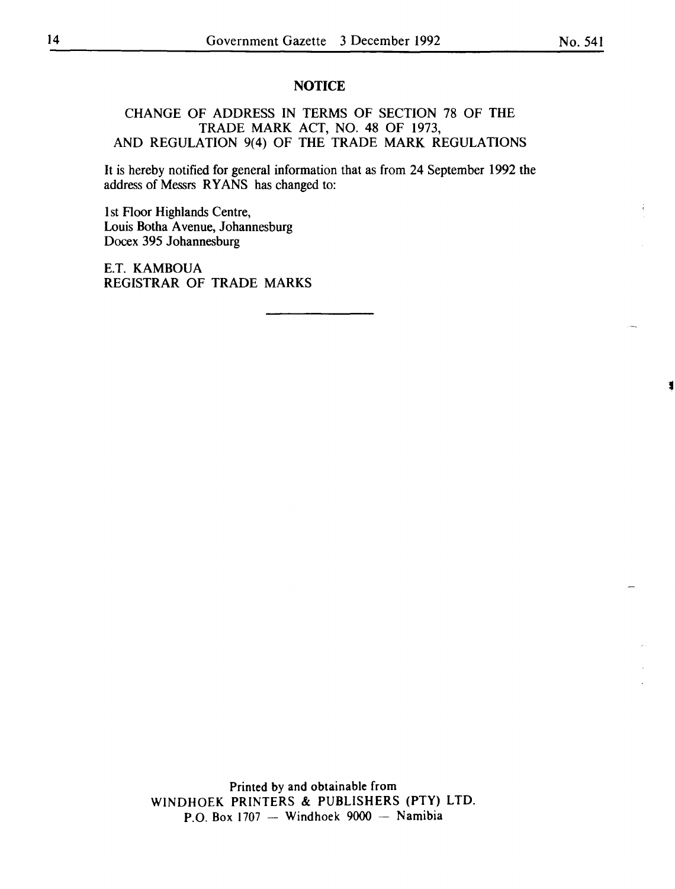## NOTICE

CHANGE OF ADDRESS IN TERMS OF SECTION 78 OF THE TRADE MARK ACT, NO. 48 OF 1973, AND REGULATION 9(4) OF THE TRADE MARK REGULATIONS

It is hereby notified for general information that as from 24 September 1992 the address of Messrs RYANS has changed to:

1st Floor Highlands Centre,
Louis Botha Avenue, Johannesburg
Docex 395 Johannesburg

E.T. KAMBOUA
REGISTRAR OF TRADE MARKS

---

Printed by and obtainable from
WINDHOEK PRINTERS & PUBLISHERS (PTY) LTD.
P.O. Box 1707 — Windhoek 9000 — Namibia